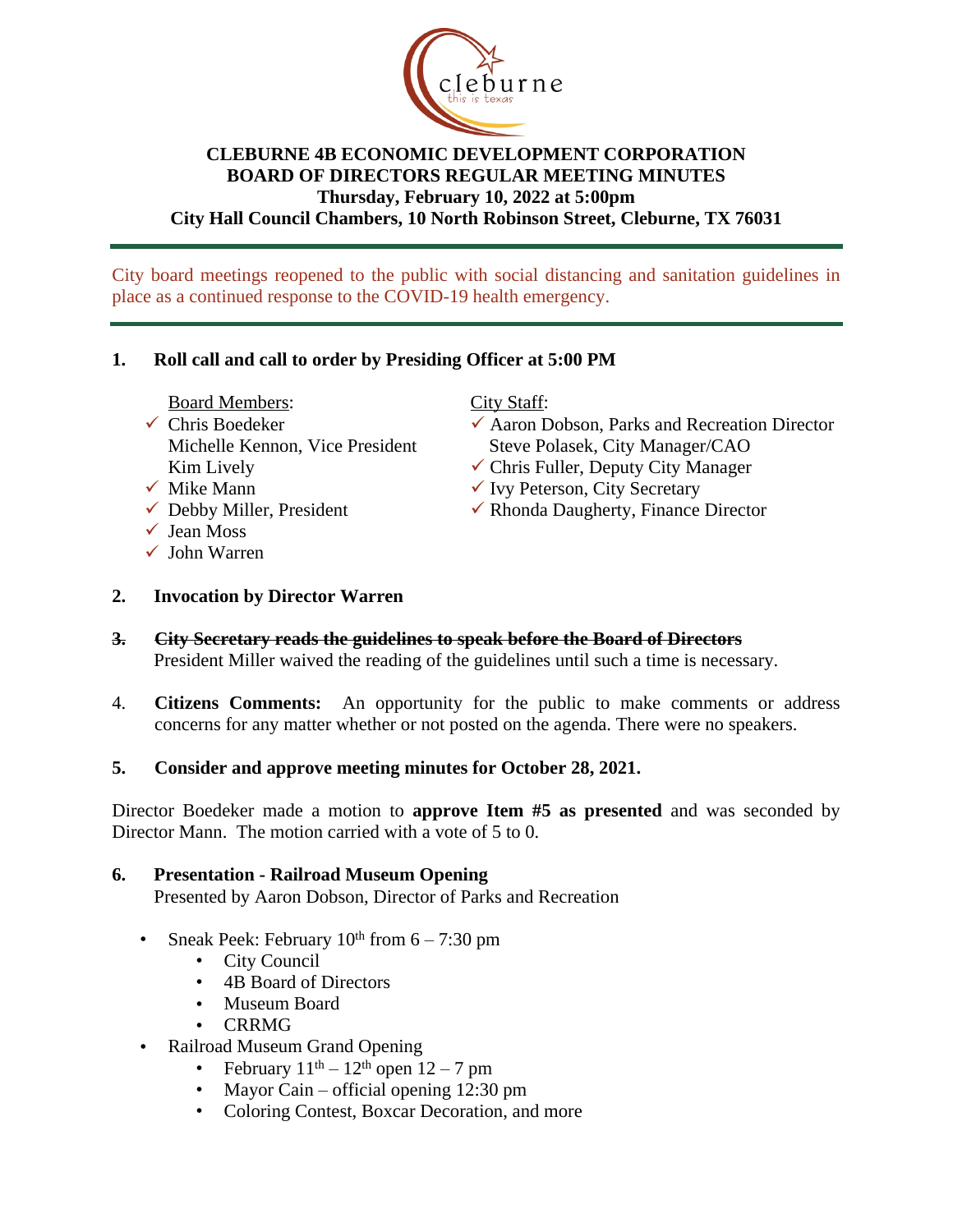# CLEBURNE 4B ECONOMIC DEVELOPMENT CORPORATION
## BOARD OF DIRECTORS REGULAR MEETING MINUTES
**Thursday, February 10, 2022 at 5:00pm**
**City Hall Council Chambers, 10 North Robinson Street, Cleburne, TX 76031**

---

City board meetings reopened to the public with social distancing and sanitation guidelines in place as a continued response to the COVID-19 health emergency.

---

**1. Roll call and call to order by Presiding Officer at 5:00 PM**

Board Members:
- ✓ Chris Boedeker
- Michelle Kennon, Vice President
- Kim Lively
- ✓ Mike Mann
- ✓ Debby Miller, President
- ✓ Jean Moss
- ✓ John Warren

City Staff:
- ✓ Aaron Dobson, Parks and Recreation Director
- Steve Polasek, City Manager/CAO
- ✓ Chris Fuller, Deputy City Manager
- ✓ Ivy Peterson, City Secretary
- ✓ Rhonda Daugherty, Finance Director

**2. Invocation by Director Warren**

~~**3. City Secretary reads the guidelines to speak before the Board of Directors**~~
President Miller waived the reading of the guidelines until such a time is necessary.

4. **Citizens Comments:** An opportunity for the public to make comments or address concerns for any matter whether or not posted on the agenda. There were no speakers.

**5. Consider and approve meeting minutes for October 28, 2021.**

Director Boedeker made a motion to **approve Item #5 as presented** and was seconded by Director Mann. The motion carried with a vote of 5 to 0.

**6. Presentation - Railroad Museum Opening**
Presented by Aaron Dobson, Director of Parks and Recreation

- Sneak Peek: February 10th from 6 – 7:30 pm
  - City Council
  - 4B Board of Directors
  - Museum Board
  - CRRMG
- Railroad Museum Grand Opening
  - February 11th – 12th open 12 – 7 pm
  - Mayor Cain – official opening 12:30 pm
  - Coloring Contest, Boxcar Decoration, and more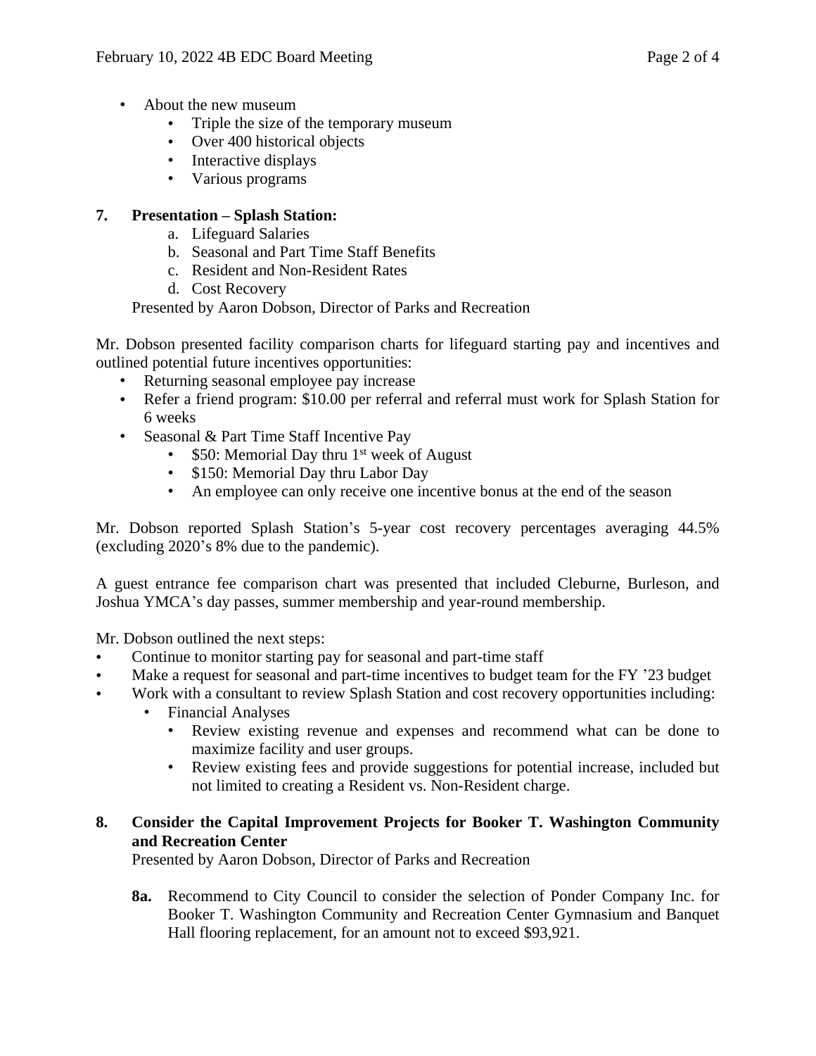- About the new museum
    - Triple the size of the temporary museum
    - Over 400 historical objects
    - Interactive displays
    - Various programs

**7. Presentation – Splash Station:**

a. Lifeguard Salaries
b. Seasonal and Part Time Staff Benefits
c. Resident and Non-Resident Rates
d. Cost Recovery

Presented by Aaron Dobson, Director of Parks and Recreation

Mr. Dobson presented facility comparison charts for lifeguard starting pay and incentives and outlined potential future incentives opportunities:

- Returning seasonal employee pay increase
- Refer a friend program: $10.00 per referral and referral must work for Splash Station for 6 weeks
- Seasonal & Part Time Staff Incentive Pay
    - $50: Memorial Day thru 1st week of August
    - $150: Memorial Day thru Labor Day
    - An employee can only receive one incentive bonus at the end of the season

Mr. Dobson reported Splash Station's 5-year cost recovery percentages averaging 44.5% (excluding 2020's 8% due to the pandemic).

A guest entrance fee comparison chart was presented that included Cleburne, Burleson, and Joshua YMCA's day passes, summer membership and year-round membership.

Mr. Dobson outlined the next steps:

- Continue to monitor starting pay for seasonal and part-time staff
- Make a request for seasonal and part-time incentives to budget team for the FY '23 budget
- Work with a consultant to review Splash Station and cost recovery opportunities including:
    - Financial Analyses
        - Review existing revenue and expenses and recommend what can be done to maximize facility and user groups.
        - Review existing fees and provide suggestions for potential increase, included but not limited to creating a Resident vs. Non-Resident charge.

**8. Consider the Capital Improvement Projects for Booker T. Washington Community and Recreation Center**

Presented by Aaron Dobson, Director of Parks and Recreation

**8a.** Recommend to City Council to consider the selection of Ponder Company Inc. for Booker T. Washington Community and Recreation Center Gymnasium and Banquet Hall flooring replacement, for an amount not to exceed $93,921.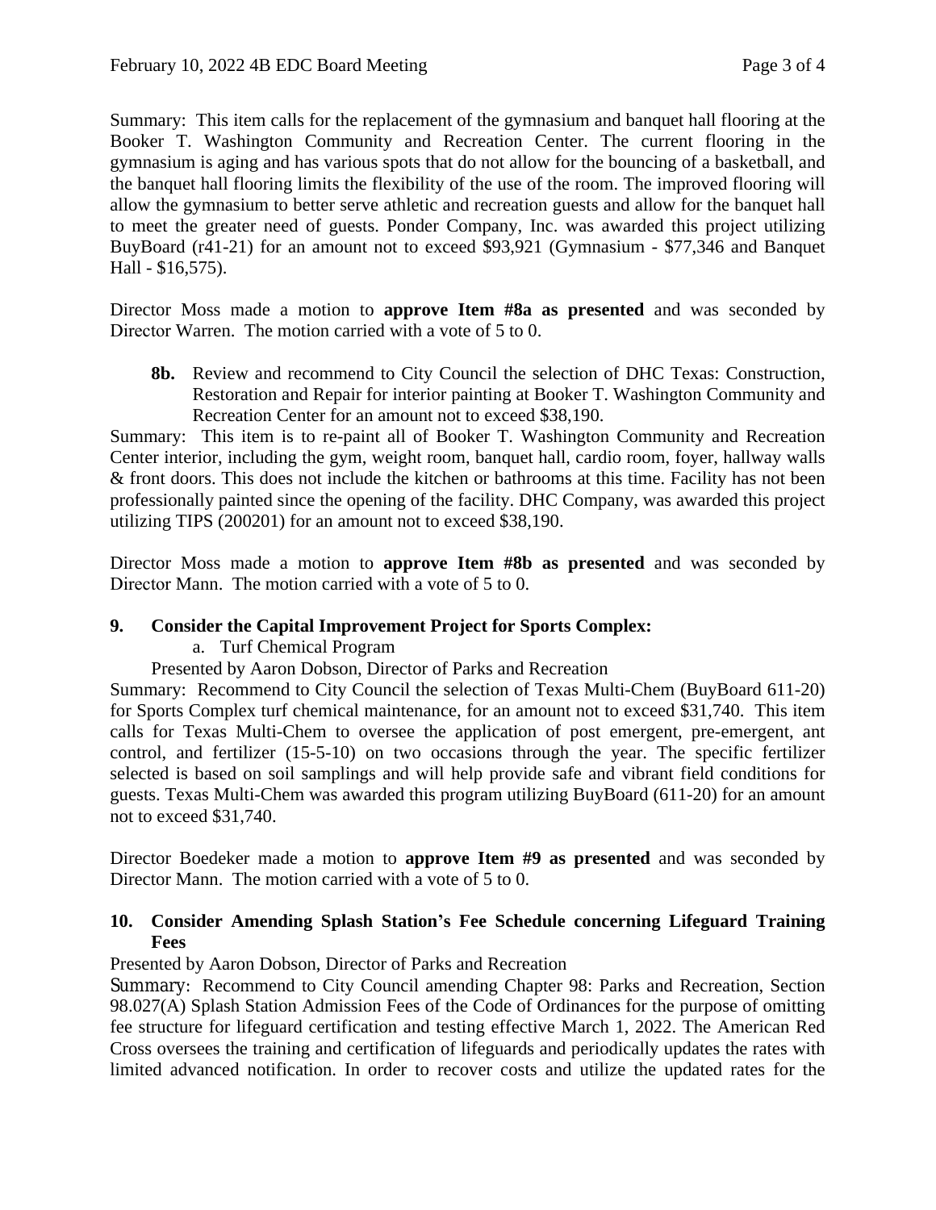Summary: This item calls for the replacement of the gymnasium and banquet hall flooring at the Booker T. Washington Community and Recreation Center. The current flooring in the gymnasium is aging and has various spots that do not allow for the bouncing of a basketball, and the banquet hall flooring limits the flexibility of the use of the room. The improved flooring will allow the gymnasium to better serve athletic and recreation guests and allow for the banquet hall to meet the greater need of guests. Ponder Company, Inc. was awarded this project utilizing BuyBoard (r41-21) for an amount not to exceed $93,921 (Gymnasium - $77,346 and Banquet Hall - $16,575).

Director Moss made a motion to **approve Item #8a as presented** and was seconded by Director Warren. The motion carried with a vote of 5 to 0.

**8b.** Review and recommend to City Council the selection of DHC Texas: Construction, Restoration and Repair for interior painting at Booker T. Washington Community and Recreation Center for an amount not to exceed $38,190.

Summary: This item is to re-paint all of Booker T. Washington Community and Recreation Center interior, including the gym, weight room, banquet hall, cardio room, foyer, hallway walls & front doors. This does not include the kitchen or bathrooms at this time. Facility has not been professionally painted since the opening of the facility. DHC Company, was awarded this project utilizing TIPS (200201) for an amount not to exceed $38,190.

Director Moss made a motion to **approve Item #8b as presented** and was seconded by Director Mann. The motion carried with a vote of 5 to 0.

**9. Consider the Capital Improvement Project for Sports Complex:**

a. Turf Chemical Program

Presented by Aaron Dobson, Director of Parks and Recreation

Summary: Recommend to City Council the selection of Texas Multi-Chem (BuyBoard 611-20) for Sports Complex turf chemical maintenance, for an amount not to exceed $31,740. This item calls for Texas Multi-Chem to oversee the application of post emergent, pre-emergent, ant control, and fertilizer (15-5-10) on two occasions through the year. The specific fertilizer selected is based on soil samplings and will help provide safe and vibrant field conditions for guests. Texas Multi-Chem was awarded this program utilizing BuyBoard (611-20) for an amount not to exceed $31,740.

Director Boedeker made a motion to **approve Item #9 as presented** and was seconded by Director Mann. The motion carried with a vote of 5 to 0.

**10. Consider Amending Splash Station's Fee Schedule concerning Lifeguard Training Fees**

Presented by Aaron Dobson, Director of Parks and Recreation

Summary: Recommend to City Council amending Chapter 98: Parks and Recreation, Section 98.027(A) Splash Station Admission Fees of the Code of Ordinances for the purpose of omitting fee structure for lifeguard certification and testing effective March 1, 2022. The American Red Cross oversees the training and certification of lifeguards and periodically updates the rates with limited advanced notification. In order to recover costs and utilize the updated rates for the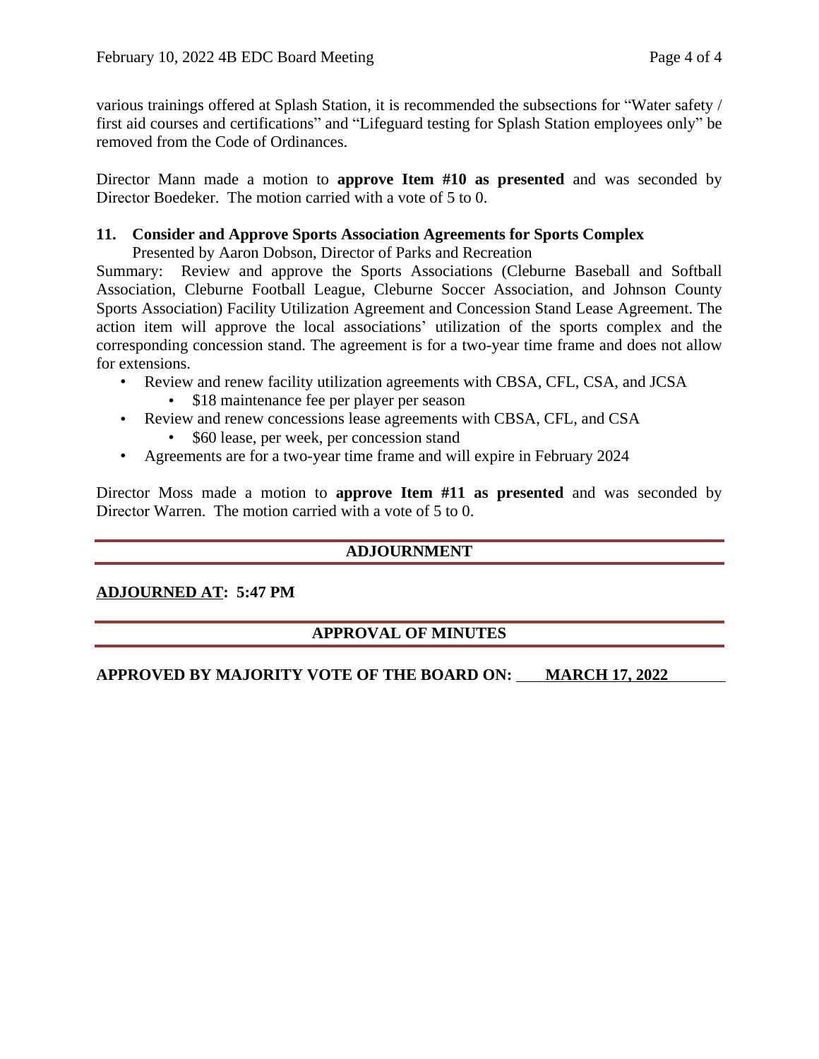various trainings offered at Splash Station, it is recommended the subsections for "Water safety / first aid courses and certifications" and "Lifeguard testing for Splash Station employees only" be removed from the Code of Ordinances.

Director Mann made a motion to **approve Item #10 as presented** and was seconded by Director Boedeker. The motion carried with a vote of 5 to 0.

**11. Consider and Approve Sports Association Agreements for Sports Complex**
Presented by Aaron Dobson, Director of Parks and Recreation

Summary: Review and approve the Sports Associations (Cleburne Baseball and Softball Association, Cleburne Football League, Cleburne Soccer Association, and Johnson County Sports Association) Facility Utilization Agreement and Concession Stand Lease Agreement. The action item will approve the local associations' utilization of the sports complex and the corresponding concession stand. The agreement is for a two-year time frame and does not allow for extensions.

- Review and renew facility utilization agreements with CBSA, CFL, CSA, and JCSA
  - $18 maintenance fee per player per season
- Review and renew concessions lease agreements with CBSA, CFL, and CSA
  - $60 lease, per week, per concession stand
- Agreements are for a two-year time frame and will expire in February 2024

Director Moss made a motion to **approve Item #11 as presented** and was seconded by Director Warren. The motion carried with a vote of 5 to 0.

## ADJOURNMENT

**ADJOURNED AT: 5:47 PM**

## APPROVAL OF MINUTES

**APPROVED BY MAJORITY VOTE OF THE BOARD ON: MARCH 17, 2022**